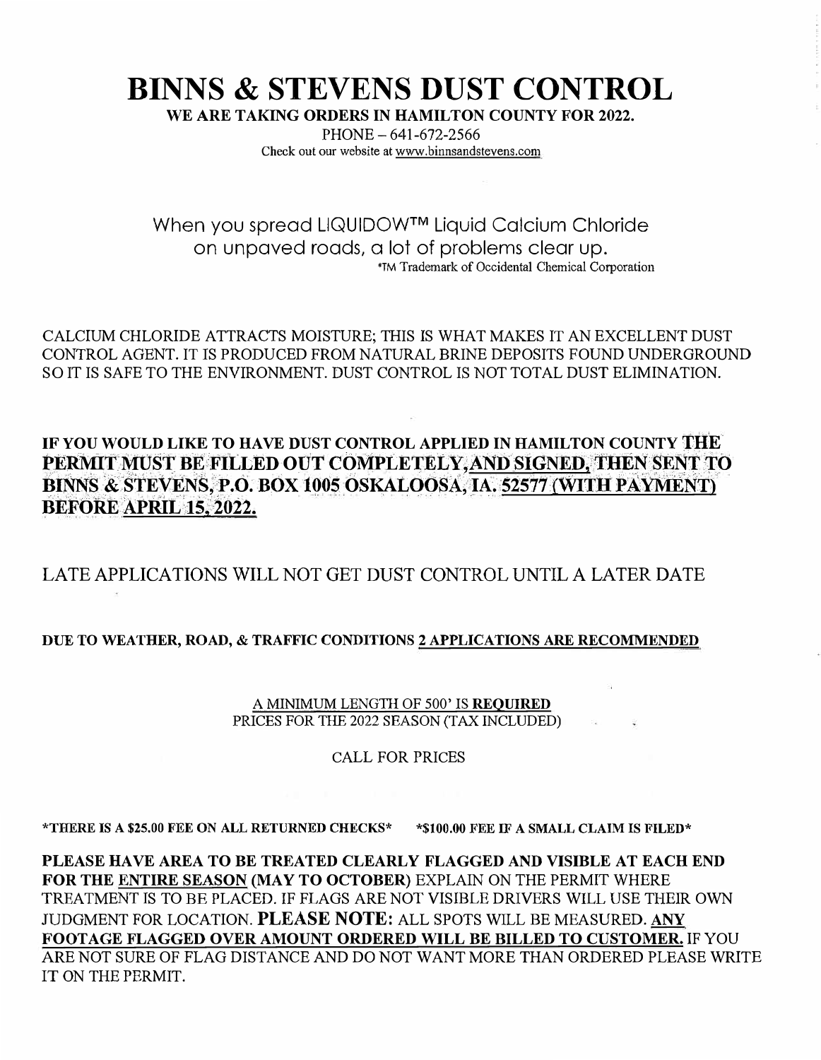# BINNS & STEVENS DUST CONTROL

**WE ARE TAKING ORDERS IN HAMILTON COUNTY FOR 2022.**

PHONE – 641-672-2566

Check out our website at www.binnsandstevens.com

When you spread LIQUIDOW™ Liquid Calcium Chloride on unpaved roads, a lot of problems clear up.

*TM Trademark of Occidental Chemical Corporation

CALCIUM CHLORIDE ATTRACTS MOISTURE; THIS IS WHAT MAKES IT AN EXCELLENT DUST CONTROL AGENT. IT IS PRODUCED FROM NATURAL BRINE DEPOSITS FOUND UNDERGROUND SO IT IS SAFE TO THE ENVIRONMENT. DUST CONTROL IS NOT TOTAL DUST ELIMINATION.

**IF YOU WOULD LIKE TO HAVE DUST CONTROL APPLIED IN HAMILTON COUNTY THE PERMIT MUST BE FILLED OUT COMPLETELY, AND SIGNED, THEN SENT TO BINNS & STEVENS, P.O. BOX 1005 OSKALOOSA, IA. 52577 (WITH PAYMENT) BEFORE APRIL 15, 2022.**

LATE APPLICATIONS WILL NOT GET DUST CONTROL UNTIL A LATER DATE

**DUE TO WEATHER, ROAD, & TRAFFIC CONDITIONS 2 APPLICATIONS ARE RECOMMENDED**

A MINIMUM LENGTH OF 500' IS **REQUIRED**

PRICES FOR THE 2022 SEASON (TAX INCLUDED)

CALL FOR PRICES

**\*THERE IS A $25.00 FEE ON ALL RETURNED CHECKS\*** **\*$100.00 FEE IF A SMALL CLAIM IS FILED\***

**PLEASE HAVE AREA TO BE TREATED CLEARLY FLAGGED AND VISIBLE AT EACH END FOR THE ENTIRE SEASON (MAY TO OCTOBER)** EXPLAIN ON THE PERMIT WHERE TREATMENT IS TO BE PLACED. IF FLAGS ARE NOT VISIBLE DRIVERS WILL USE THEIR OWN JUDGMENT FOR LOCATION. **PLEASE NOTE:** ALL SPOTS WILL BE MEASURED. **ANY FOOTAGE FLAGGED OVER AMOUNT ORDERED WILL BE BILLED TO CUSTOMER.** IF YOU ARE NOT SURE OF FLAG DISTANCE AND DO NOT WANT MORE THAN ORDERED PLEASE WRITE IT ON THE PERMIT.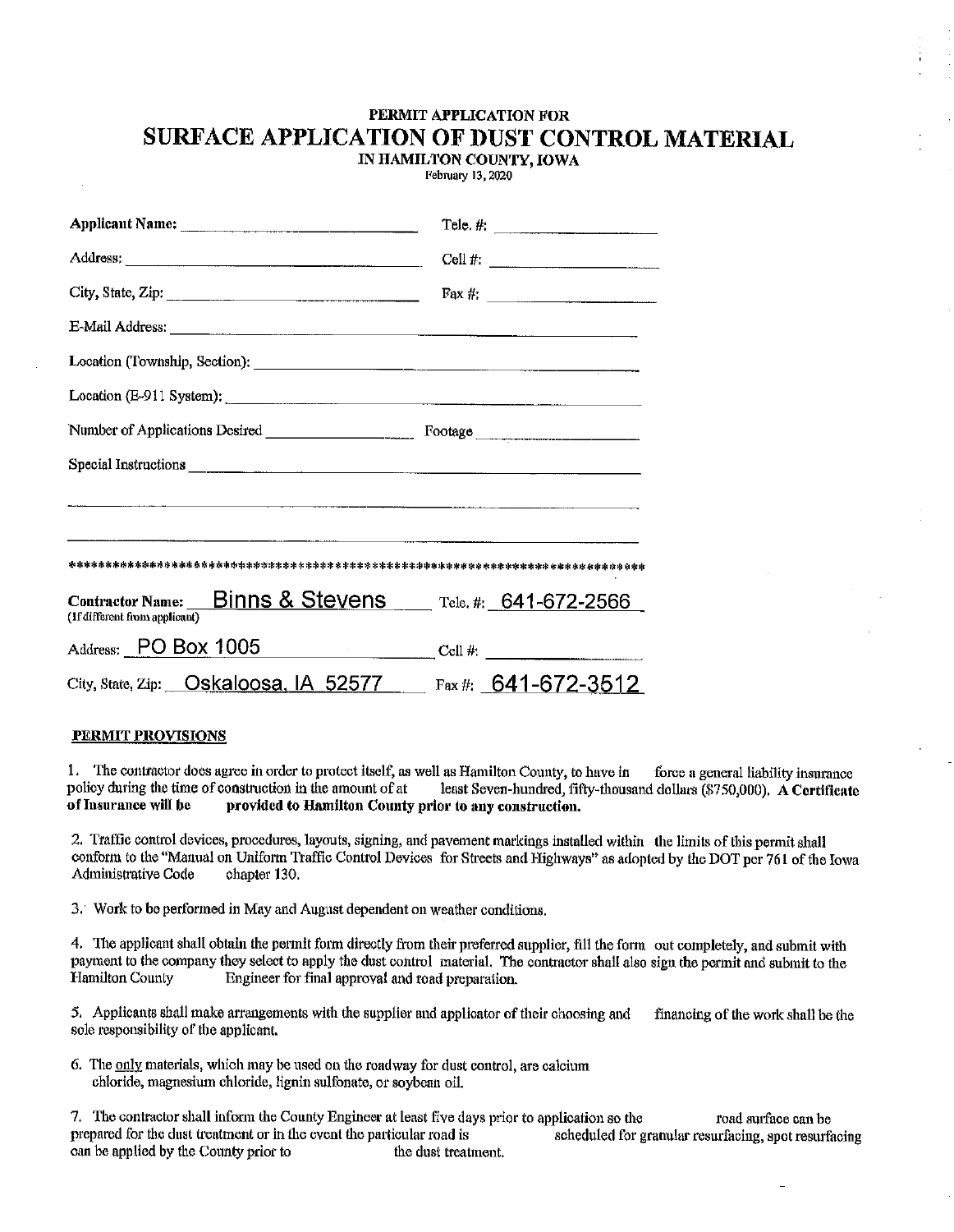# PERMIT APPLICATION FOR
# SURFACE APPLICATION OF DUST CONTROL MATERIAL
## IN HAMILTON COUNTY, IOWA

February 13, 2020

**Applicant Name:** ______________________ Tele. #: ______________________

Address: ______________________ Cell #: ______________________

City, State, Zip: ______________________ Fax #: ______________________

E-Mail Address: ______________________

Location (Township, Section): ______________________

Location (E-911 System): ______________________

Number of Applications Desired ______________________ Footage ______________________

Special Instructions ______________________

______________________

______________________

*******************************************************************************

**Contractor Name:** Binns & Stevens Tele. #: 641-672-2566
(If different from applicant)

Address: PO Box 1005 Cell #: ______________________

City, State, Zip: Oskaloosa, IA 52577 Fax #: 641-672-3512

**PERMIT PROVISIONS**

1. The contractor does agree in order to protect itself, as well as Hamilton County, to have in force a general liability insurance policy during the time of construction in the amount of at least Seven-hundred, fifty-thousand dollars ($750,000). **A Certificate of Insurance will be provided to Hamilton County prior to any construction.**

2. Traffic control devices, procedures, layouts, signing, and pavement markings installed within the limits of this permit shall conform to the "Manual on Uniform Traffic Control Devices for Streets and Highways" as adopted by the DOT per 761 of the Iowa Administrative Code chapter 130.

3. Work to be performed in May and August dependent on weather conditions.

4. The applicant shall obtain the permit form directly from their preferred supplier, fill the form out completely, and submit with payment to the company they select to apply the dust control material. The contractor shall also sign the permit and submit to the Hamilton County Engineer for final approval and road preparation.

5. Applicants shall make arrangements with the supplier and applicator of their choosing and financing of the work shall be the sole responsibility of the applicant.

6. The only materials, which may be used on the roadway for dust control, are calcium chloride, magnesium chloride, lignin sulfonate, or soybean oil.

7. The contractor shall inform the County Engineer at least five days prior to application so the road surface can be prepared for the dust treatment or in the event the particular road is scheduled for granular resurfacing, spot resurfacing can be applied by the County prior to the dust treatment.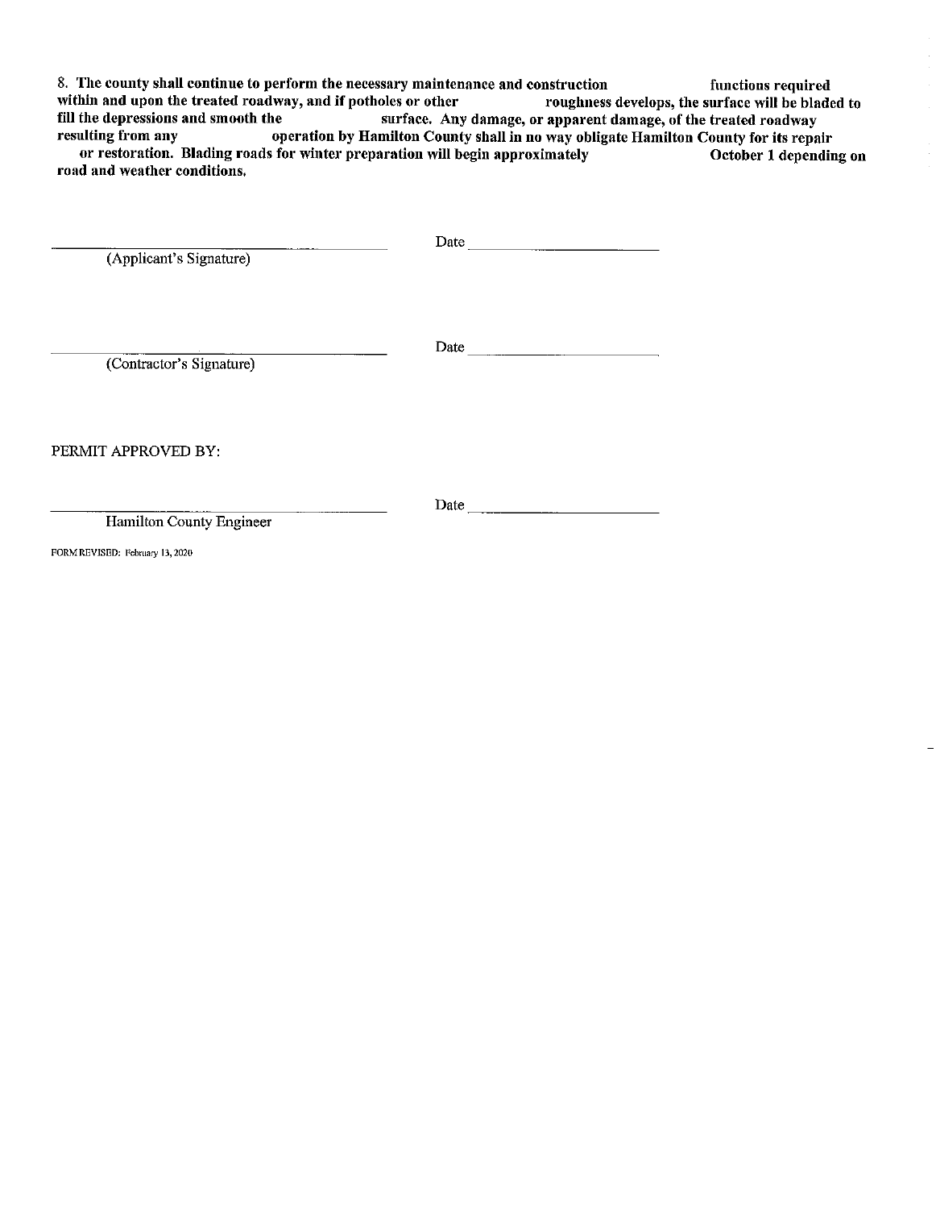**8. The county shall continue to perform the necessary maintenance and construction functions required within and upon the treated roadway, and if potholes or other roughness develops, the surface will be bladed to fill the depressions and smooth the surface. Any damage, or apparent damage, of the treated roadway resulting from any operation by Hamilton County shall in no way obligate Hamilton County for its repair or restoration. Blading roads for winter preparation will begin approximately October 1 depending on road and weather conditions.**

\_\_\_\_\_\_\_\_\_\_\_\_\_\_\_\_\_\_\_\_\_\_\_\_\_\_\_\_\_\_\_\_ Date \_\_\_\_\_\_\_\_\_\_\_\_\_\_\_\_\_\_\_\_

(Applicant's Signature)

\_\_\_\_\_\_\_\_\_\_\_\_\_\_\_\_\_\_\_\_\_\_\_\_\_\_\_\_\_\_\_\_ Date \_\_\_\_\_\_\_\_\_\_\_\_\_\_\_\_\_\_\_\_

(Contractor's Signature)

PERMIT APPROVED BY:

\_\_\_\_\_\_\_\_\_\_\_\_\_\_\_\_\_\_\_\_\_\_\_\_\_\_\_\_\_\_\_\_ Date \_\_\_\_\_\_\_\_\_\_\_\_\_\_\_\_\_\_\_\_

Hamilton County Engineer

FORM REVISED: February 13, 2020